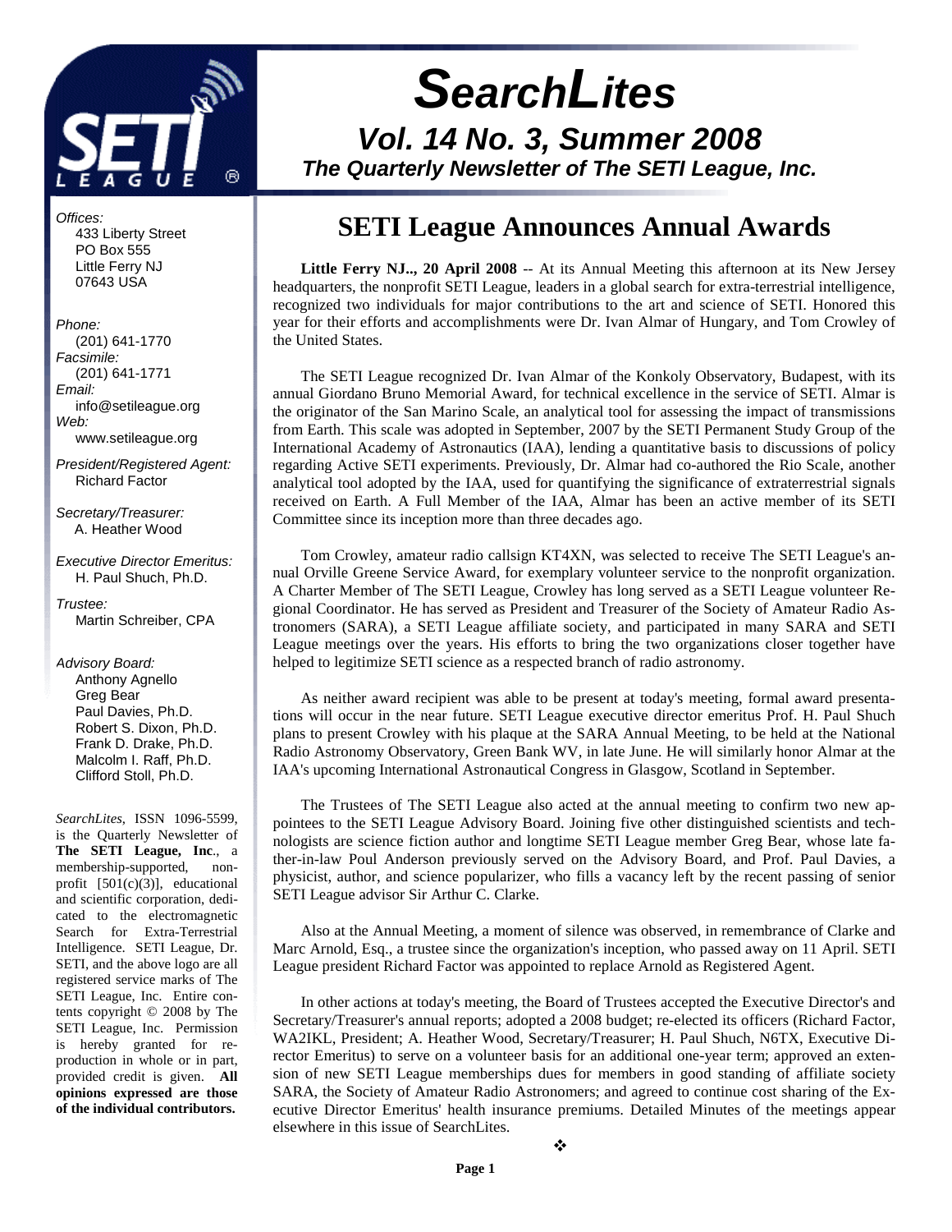# SearchLites

## Vol. 14 No. 3, Summer 2008

### The Quarterly Newsletter of The SETI League, Inc.

*Offices:*
433 Liberty Street
PO Box 555
Little Ferry NJ
07643 USA

*Phone:*
(201) 641-1770
*Facsimile:*
(201) 641-1771
*Email:*
info@setileague.org
*Web:*
www.setileague.org

*President/Registered Agent:*
Richard Factor

*Secretary/Treasurer:*
A. Heather Wood

*Executive Director Emeritus:*
H. Paul Shuch, Ph.D.

*Trustee:*
Martin Schreiber, CPA

*Advisory Board:*
Anthony Agnello
Greg Bear
Paul Davies, Ph.D.
Robert S. Dixon, Ph.D.
Frank D. Drake, Ph.D.
Malcolm I. Raff, Ph.D.
Clifford Stoll, Ph.D.

*SearchLites*, ISSN 1096-5599, is the Quarterly Newsletter of **The SETI League, Inc**., a membership-supported, non-profit [501(c)(3)], educational and scientific corporation, dedicated to the electromagnetic Search for Extra-Terrestrial Intelligence. SETI League, Dr. SETI, and the above logo are all registered service marks of The SETI League, Inc. Entire contents copyright © 2008 by The SETI League, Inc. Permission is hereby granted for reproduction in whole or in part, provided credit is given. **All opinions expressed are those of the individual contributors.**

## SETI League Announces Annual Awards

**Little Ferry NJ.., 20 April 2008** -- At its Annual Meeting this afternoon at its New Jersey headquarters, the nonprofit SETI League, leaders in a global search for extra-terrestrial intelligence, recognized two individuals for major contributions to the art and science of SETI. Honored this year for their efforts and accomplishments were Dr. Ivan Almar of Hungary, and Tom Crowley of the United States.

The SETI League recognized Dr. Ivan Almar of the Konkoly Observatory, Budapest, with its annual Giordano Bruno Memorial Award, for technical excellence in the service of SETI. Almar is the originator of the San Marino Scale, an analytical tool for assessing the impact of transmissions from Earth. This scale was adopted in September, 2007 by the SETI Permanent Study Group of the International Academy of Astronautics (IAA), lending a quantitative basis to discussions of policy regarding Active SETI experiments. Previously, Dr. Almar had co-authored the Rio Scale, another analytical tool adopted by the IAA, used for quantifying the significance of extraterrestrial signals received on Earth. A Full Member of the IAA, Almar has been an active member of its SETI Committee since its inception more than three decades ago.

Tom Crowley, amateur radio callsign KT4XN, was selected to receive The SETI League's annual Orville Greene Service Award, for exemplary volunteer service to the nonprofit organization. A Charter Member of The SETI League, Crowley has long served as a SETI League volunteer Regional Coordinator. He has served as President and Treasurer of the Society of Amateur Radio Astronomers (SARA), a SETI League affiliate society, and participated in many SARA and SETI League meetings over the years. His efforts to bring the two organizations closer together have helped to legitimize SETI science as a respected branch of radio astronomy.

As neither award recipient was able to be present at today's meeting, formal award presentations will occur in the near future. SETI League executive director emeritus Prof. H. Paul Shuch plans to present Crowley with his plaque at the SARA Annual Meeting, to be held at the National Radio Astronomy Observatory, Green Bank WV, in late June. He will similarly honor Almar at the IAA's upcoming International Astronautical Congress in Glasgow, Scotland in September.

The Trustees of The SETI League also acted at the annual meeting to confirm two new appointees to the SETI League Advisory Board. Joining five other distinguished scientists and technologists are science fiction author and longtime SETI League member Greg Bear, whose late father-in-law Poul Anderson previously served on the Advisory Board, and Prof. Paul Davies, a physicist, author, and science popularizer, who fills a vacancy left by the recent passing of senior SETI League advisor Sir Arthur C. Clarke.

Also at the Annual Meeting, a moment of silence was observed, in remembrance of Clarke and Marc Arnold, Esq., a trustee since the organization's inception, who passed away on 11 April. SETI League president Richard Factor was appointed to replace Arnold as Registered Agent.

In other actions at today's meeting, the Board of Trustees accepted the Executive Director's and Secretary/Treasurer's annual reports; adopted a 2008 budget; re-elected its officers (Richard Factor, WA2IKL, President; A. Heather Wood, Secretary/Treasurer; H. Paul Shuch, N6TX, Executive Director Emeritus) to serve on a volunteer basis for an additional one-year term; approved an extension of new SETI League memberships dues for members in good standing of affiliate society SARA, the Society of Amateur Radio Astronomers; and agreed to continue cost sharing of the Executive Director Emeritus' health insurance premiums. Detailed Minutes of the meetings appear elsewhere in this issue of SearchLites.

❖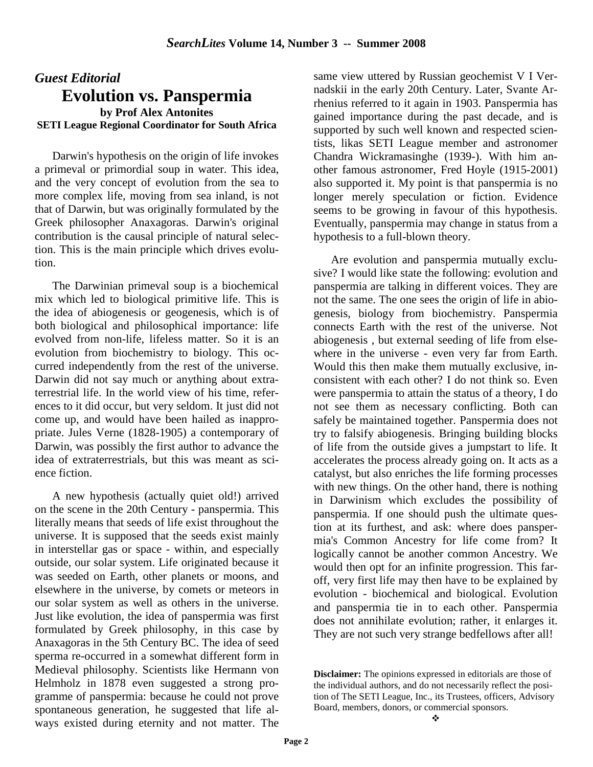*Guest Editorial*

# Evolution vs. Panspermia

**by Prof Alex Antonites**
**SETI League Regional Coordinator for South Africa**

Darwin's hypothesis on the origin of life invokes a primeval or primordial soup in water. This idea, and the very concept of evolution from the sea to more complex life, moving from sea inland, is not that of Darwin, but was originally formulated by the Greek philosopher Anaxagoras. Darwin's original contribution is the causal principle of natural selection. This is the main principle which drives evolution.

The Darwinian primeval soup is a biochemical mix which led to biological primitive life. This is the idea of abiogenesis or geogenesis, which is of both biological and philosophical importance: life evolved from non-life, lifeless matter. So it is an evolution from biochemistry to biology. This occurred independently from the rest of the universe. Darwin did not say much or anything about extraterrestrial life. In the world view of his time, references to it did occur, but very seldom. It just did not come up, and would have been hailed as inappropriate. Jules Verne (1828-1905) a contemporary of Darwin, was possibly the first author to advance the idea of extraterrestrials, but this was meant as science fiction.

A new hypothesis (actually quiet old!) arrived on the scene in the 20th Century - panspermia. This literally means that seeds of life exist throughout the universe. It is supposed that the seeds exist mainly in interstellar gas or space - within, and especially outside, our solar system. Life originated because it was seeded on Earth, other planets or moons, and elsewhere in the universe, by comets or meteors in our solar system as well as others in the universe. Just like evolution, the idea of panspermia was first formulated by Greek philosophy, in this case by Anaxagoras in the 5th Century BC. The idea of seed sperma re-occurred in a somewhat different form in Medieval philosophy. Scientists like Hermann von Helmholz in 1878 even suggested a strong programme of panspermia: because he could not prove spontaneous generation, he suggested that life always existed during eternity and not matter. The same view uttered by Russian geochemist V I Vernadskii in the early 20th Century. Later, Svante Arrhenius referred to it again in 1903. Panspermia has gained importance during the past decade, and is supported by such well known and respected scientists, likas SETI League member and astronomer Chandra Wickramasinghe (1939-). With him another famous astronomer, Fred Hoyle (1915-2001) also supported it. My point is that panspermia is no longer merely speculation or fiction. Evidence seems to be growing in favour of this hypothesis. Eventually, panspermia may change in status from a hypothesis to a full-blown theory.

Are evolution and panspermia mutually exclusive? I would like state the following: evolution and panspermia are talking in different voices. They are not the same. The one sees the origin of life in abiogenesis, biology from biochemistry. Panspermia connects Earth with the rest of the universe. Not abiogenesis , but external seeding of life from elsewhere in the universe - even very far from Earth. Would this then make them mutually exclusive, inconsistent with each other? I do not think so. Even were panspermia to attain the status of a theory, I do not see them as necessary conflicting. Both can safely be maintained together. Panspermia does not try to falsify abiogenesis. Bringing building blocks of life from the outside gives a jumpstart to life. It accelerates the process already going on. It acts as a catalyst, but also enriches the life forming processes with new things. On the other hand, there is nothing in Darwinism which excludes the possibility of panspermia. If one should push the ultimate question at its furthest, and ask: where does panspermia's Common Ancestry for life come from? It logically cannot be another common Ancestry. We would then opt for an infinite progression. This far-off, very first life may then have to be explained by evolution - biochemical and biological. Evolution and panspermia tie in to each other. Panspermia does not annihilate evolution; rather, it enlarges it. They are not such very strange bedfellows after all!

**Disclaimer:** The opinions expressed in editorials are those of the individual authors, and do not necessarily reflect the position of The SETI League, Inc., its Trustees, officers, Advisory Board, members, donors, or commercial sponsors.

❖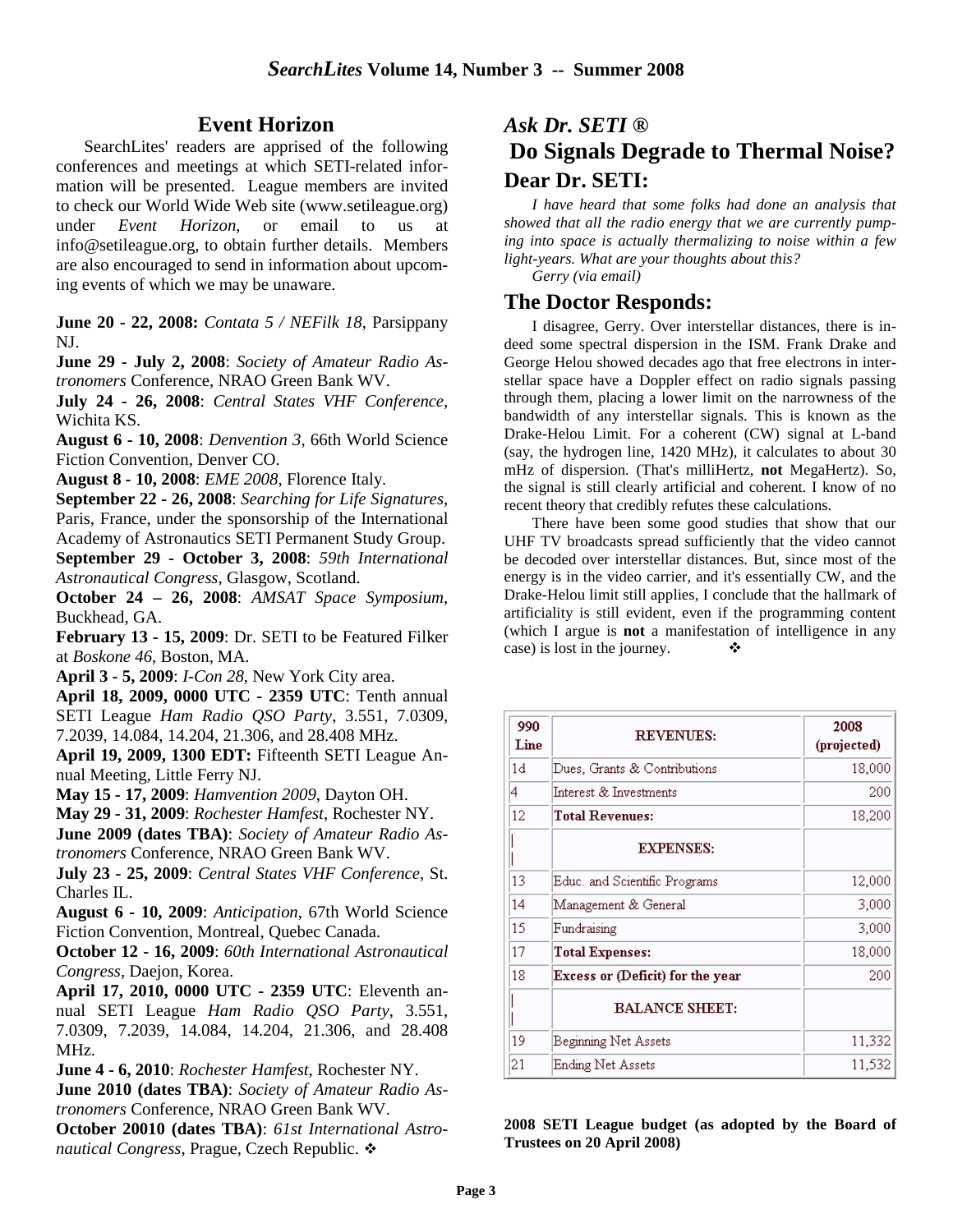## Event Horizon

SearchLites' readers are apprised of the following conferences and meetings at which SETI-related information will be presented. League members are invited to check our World Wide Web site (www.setileague.org) under *Event Horizon*, or email to us at info@setileague.org, to obtain further details. Members are also encouraged to send in information about upcoming events of which we may be unaware.

**June 20 - 22, 2008:** *Contata 5 / NEFilk 18*, Parsippany NJ.

**June 29 - July 2, 2008**: *Society of Amateur Radio Astronomers* Conference, NRAO Green Bank WV.

**July 24 - 26, 2008**: *Central States VHF Conference*, Wichita KS.

**August 6 - 10, 2008**: *Denvention 3*, 66th World Science Fiction Convention, Denver CO.

**August 8 - 10, 2008**: *EME 2008*, Florence Italy.

**September 22 - 26, 2008**: *Searching for Life Signatures*, Paris, France, under the sponsorship of the International Academy of Astronautics SETI Permanent Study Group.

**September 29 - October 3, 2008**: *59th International Astronautical Congress*, Glasgow, Scotland.

**October 24 – 26, 2008**: *AMSAT Space Symposium*, Buckhead, GA.

**February 13 - 15, 2009**: Dr. SETI to be Featured Filker at *Boskone 46*, Boston, MA.

**April 3 - 5, 2009**: *I-Con 28*, New York City area.

**April 18, 2009, 0000 UTC - 2359 UTC**: Tenth annual SETI League *Ham Radio QSO Party*, 3.551, 7.0309, 7.2039, 14.084, 14.204, 21.306, and 28.408 MHz.

**April 19, 2009, 1300 EDT:** Fifteenth SETI League Annual Meeting, Little Ferry NJ.

**May 15 - 17, 2009**: *Hamvention 2009*, Dayton OH.

**May 29 - 31, 2009**: *Rochester Hamfest*, Rochester NY.

**June 2009 (dates TBA)**: *Society of Amateur Radio Astronomers* Conference, NRAO Green Bank WV.

**July 23 - 25, 2009**: *Central States VHF Conference*, St. Charles IL.

**August 6 - 10, 2009**: *Anticipation*, 67th World Science Fiction Convention, Montreal, Quebec Canada.

**October 12 - 16, 2009**: *60th International Astronautical Congress*, Daejon, Korea.

**April 17, 2010, 0000 UTC - 2359 UTC**: Eleventh annual SETI League *Ham Radio QSO Party*, 3.551, 7.0309, 7.2039, 14.084, 14.204, 21.306, and 28.408 MHz.

**June 4 - 6, 2010**: *Rochester Hamfest*, Rochester NY.

**June 2010 (dates TBA)**: *Society of Amateur Radio Astronomers* Conference, NRAO Green Bank WV.

**October 20010 (dates TBA)**: *61st International Astronautical Congress*, Prague, Czech Republic. ❖

## *Ask Dr. SETI ®*

## Do Signals Degrade to Thermal Noise?

### Dear Dr. SETI:

*I have heard that some folks had done an analysis that showed that all the radio energy that we are currently pumping into space is actually thermalizing to noise within a few light-years. What are your thoughts about this?*

*Gerry (via email)*

### The Doctor Responds:

I disagree, Gerry. Over interstellar distances, there is indeed some spectral dispersion in the ISM. Frank Drake and George Helou showed decades ago that free electrons in interstellar space have a Doppler effect on radio signals passing through them, placing a lower limit on the narrowness of the bandwidth of any interstellar signals. This is known as the Drake-Helou Limit. For a coherent (CW) signal at L-band (say, the hydrogen line, 1420 MHz), it calculates to about 30 mHz of dispersion. (That's milliHertz, **not** MegaHertz). So, the signal is still clearly artificial and coherent. I know of no recent theory that credibly refutes these calculations.

There have been some good studies that show that our UHF TV broadcasts spread sufficiently that the video cannot be decoded over interstellar distances. But, since most of the energy is in the video carrier, and it's essentially CW, and the Drake-Helou limit still applies, I conclude that the hallmark of artificiality is still evident, even if the programming content (which I argue is **not** a manifestation of intelligence in any case) is lost in the journey. ❖

| 990 Line | REVENUES: | 2008 (projected) |
|---|---|---|
| 1d | Dues, Grants & Contributions | 18,000 |
| 4 | Interest & Investments | 200 |
| 12 | **Total Revenues:** | 18,200 |
| | EXPENSES: | |
| 13 | Educ. and Scientific Programs | 12,000 |
| 14 | Management & General | 3,000 |
| 15 | Fundraising | 3,000 |
| 17 | **Total Expenses:** | 18,000 |
| 18 | **Excess or (Deficit) for the year** | 200 |
| | BALANCE SHEET: | |
| 19 | Beginning Net Assets | 11,332 |
| 21 | Ending Net Assets | 11,532 |

**2008 SETI League budget (as adopted by the Board of Trustees on 20 April 2008)**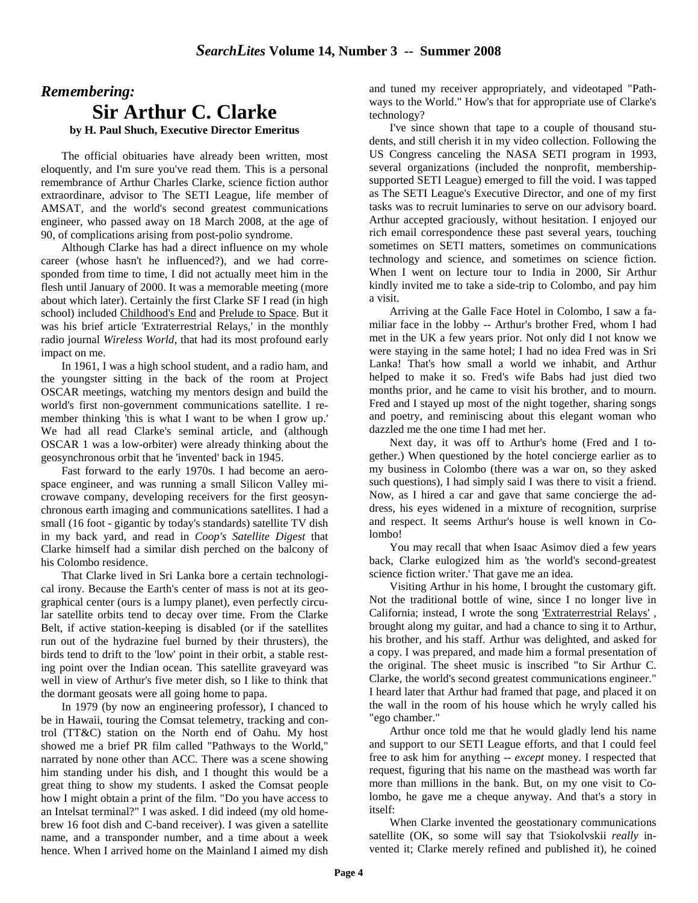## *Remembering:*

# Sir Arthur C. Clarke

**by H. Paul Shuch, Executive Director Emeritus**

The official obituaries have already been written, most eloquently, and I'm sure you've read them. This is a personal remembrance of Arthur Charles Clarke, science fiction author extraordinare, advisor to The SETI League, life member of AMSAT, and the world's second greatest communications engineer, who passed away on 18 March 2008, at the age of 90, of complications arising from post-polio syndrome.

Although Clarke has had a direct influence on my whole career (whose hasn't he influenced?), and we had corresponded from time to time, I did not actually meet him in the flesh until January of 2000. It was a memorable meeting (more about which later). Certainly the first Clarke SF I read (in high school) included Childhood's End and Prelude to Space. But it was his brief article 'Extraterrestrial Relays,' in the monthly radio journal *Wireless World*, that had its most profound early impact on me.

In 1961, I was a high school student, and a radio ham, and the youngster sitting in the back of the room at Project OSCAR meetings, watching my mentors design and build the world's first non-government communications satellite. I remember thinking 'this is what I want to be when I grow up.' We had all read Clarke's seminal article, and (although OSCAR 1 was a low-orbiter) were already thinking about the geosynchronous orbit that he 'invented' back in 1945.

Fast forward to the early 1970s. I had become an aerospace engineer, and was running a small Silicon Valley microwave company, developing receivers for the first geosynchronous earth imaging and communications satellites. I had a small (16 foot - gigantic by today's standards) satellite TV dish in my back yard, and read in *Coop's Satellite Digest* that Clarke himself had a similar dish perched on the balcony of his Colombo residence.

That Clarke lived in Sri Lanka bore a certain technological irony. Because the Earth's center of mass is not at its geographical center (ours is a lumpy planet), even perfectly circular satellite orbits tend to decay over time. From the Clarke Belt, if active station-keeping is disabled (or if the satellites run out of the hydrazine fuel burned by their thrusters), the birds tend to drift to the 'low' point in their orbit, a stable resting point over the Indian ocean. This satellite graveyard was well in view of Arthur's five meter dish, so I like to think that the dormant geosats were all going home to papa.

In 1979 (by now an engineering professor), I chanced to be in Hawaii, touring the Comsat telemetry, tracking and control (TT&C) station on the North end of Oahu. My host showed me a brief PR film called "Pathways to the World," narrated by none other than ACC. There was a scene showing him standing under his dish, and I thought this would be a great thing to show my students. I asked the Comsat people how I might obtain a print of the film. "Do you have access to an Intelsat terminal?" I was asked. I did indeed (my old homebrew 16 foot dish and C-band receiver). I was given a satellite name, and a transponder number, and a time about a week hence. When I arrived home on the Mainland I aimed my dish and tuned my receiver appropriately, and videotaped "Pathways to the World." How's that for appropriate use of Clarke's technology?

I've since shown that tape to a couple of thousand students, and still cherish it in my video collection. Following the US Congress canceling the NASA SETI program in 1993, several organizations (included the nonprofit, membership-supported SETI League) emerged to fill the void. I was tapped as The SETI League's Executive Director, and one of my first tasks was to recruit luminaries to serve on our advisory board. Arthur accepted graciously, without hesitation. I enjoyed our rich email correspondence these past several years, touching sometimes on SETI matters, sometimes on communications technology and science, and sometimes on science fiction. When I went on lecture tour to India in 2000, Sir Arthur kindly invited me to take a side-trip to Colombo, and pay him a visit.

Arriving at the Galle Face Hotel in Colombo, I saw a familiar face in the lobby -- Arthur's brother Fred, whom I had met in the UK a few years prior. Not only did I not know we were staying in the same hotel; I had no idea Fred was in Sri Lanka! That's how small a world we inhabit, and Arthur helped to make it so. Fred's wife Babs had just died two months prior, and he came to visit his brother, and to mourn. Fred and I stayed up most of the night together, sharing songs and poetry, and reminiscing about this elegant woman who dazzled me the one time I had met her.

Next day, it was off to Arthur's home (Fred and I together.) When questioned by the hotel concierge earlier as to my business in Colombo (there was a war on, so they asked such questions), I had simply said I was there to visit a friend. Now, as I hired a car and gave that same concierge the address, his eyes widened in a mixture of recognition, surprise and respect. It seems Arthur's house is well known in Colombo!

You may recall that when Isaac Asimov died a few years back, Clarke eulogized him as 'the world's second-greatest science fiction writer.' That gave me an idea.

Visiting Arthur in his home, I brought the customary gift. Not the traditional bottle of wine, since I no longer live in California; instead, I wrote the song 'Extraterrestrial Relays' , brought along my guitar, and had a chance to sing it to Arthur, his brother, and his staff. Arthur was delighted, and asked for a copy. I was prepared, and made him a formal presentation of the original. The sheet music is inscribed "to Sir Arthur C. Clarke, the world's second greatest communications engineer." I heard later that Arthur had framed that page, and placed it on the wall in the room of his house which he wryly called his "ego chamber."

Arthur once told me that he would gladly lend his name and support to our SETI League efforts, and that I could feel free to ask him for anything -- *except* money. I respected that request, figuring that his name on the masthead was worth far more than millions in the bank. But, on my one visit to Colombo, he gave me a cheque anyway. And that's a story in itself:

When Clarke invented the geostationary communications satellite (OK, so some will say that Tsiokolvskii *really* invented it; Clarke merely refined and published it), he coined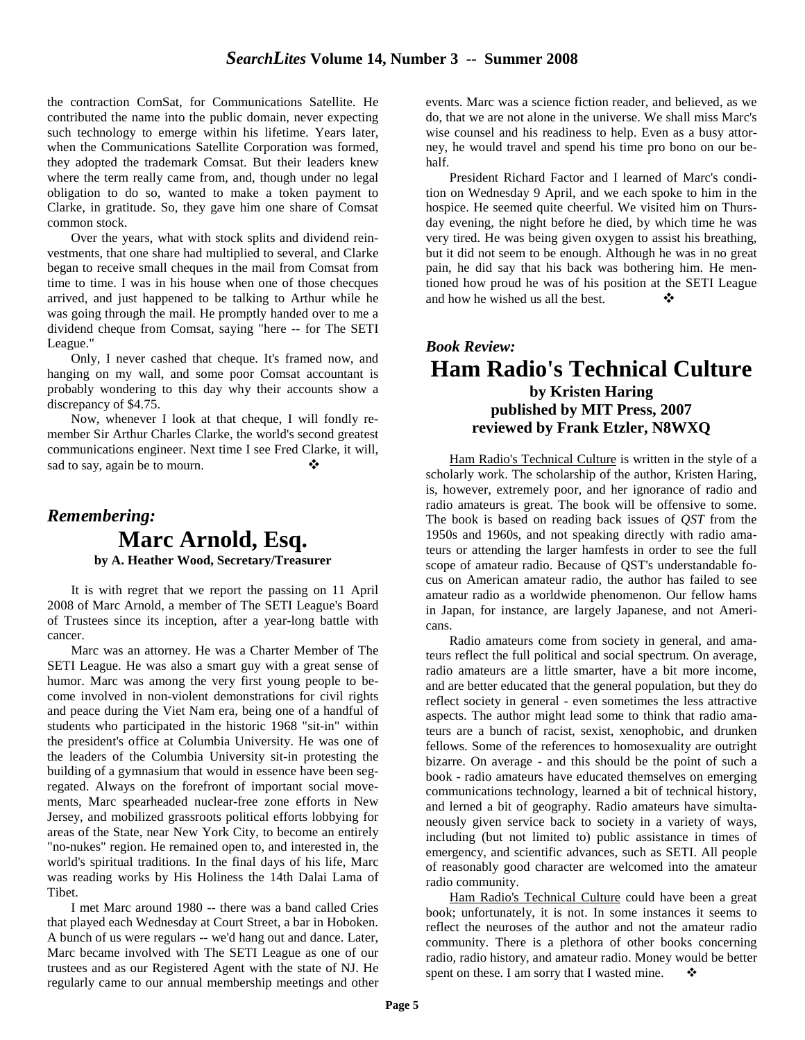the contraction ComSat, for Communications Satellite. He contributed the name into the public domain, never expecting such technology to emerge within his lifetime. Years later, when the Communications Satellite Corporation was formed, they adopted the trademark Comsat. But their leaders knew where the term really came from, and, though under no legal obligation to do so, wanted to make a token payment to Clarke, in gratitude. So, they gave him one share of Comsat common stock.

Over the years, what with stock splits and dividend reinvestments, that one share had multiplied to several, and Clarke began to receive small cheques in the mail from Comsat from time to time. I was in his house when one of those checques arrived, and just happened to be talking to Arthur while he was going through the mail. He promptly handed over to me a dividend cheque from Comsat, saying "here -- for The SETI League."

Only, I never cashed that cheque. It's framed now, and hanging on my wall, and some poor Comsat accountant is probably wondering to this day why their accounts show a discrepancy of $4.75.

Now, whenever I look at that cheque, I will fondly remember Sir Arthur Charles Clarke, the world's second greatest communications engineer. Next time I see Fred Clarke, it will, sad to say, again be to mourn. ❖

## *Remembering:*
## Marc Arnold, Esq.
**by A. Heather Wood, Secretary/Treasurer**

It is with regret that we report the passing on 11 April 2008 of Marc Arnold, a member of The SETI League's Board of Trustees since its inception, after a year-long battle with cancer.

Marc was an attorney. He was a Charter Member of The SETI League. He was also a smart guy with a great sense of humor. Marc was among the very first young people to become involved in non-violent demonstrations for civil rights and peace during the Viet Nam era, being one of a handful of students who participated in the historic 1968 "sit-in" within the president's office at Columbia University. He was one of the leaders of the Columbia University sit-in protesting the building of a gymnasium that would in essence have been segregated. Always on the forefront of important social movements, Marc spearheaded nuclear-free zone efforts in New Jersey, and mobilized grassroots political efforts lobbying for areas of the State, near New York City, to become an entirely "no-nukes" region. He remained open to, and interested in, the world's spiritual traditions. In the final days of his life, Marc was reading works by His Holiness the 14th Dalai Lama of Tibet.

I met Marc around 1980 -- there was a band called Cries that played each Wednesday at Court Street, a bar in Hoboken. A bunch of us were regulars -- we'd hang out and dance. Later, Marc became involved with The SETI League as one of our trustees and as our Registered Agent with the state of NJ. He regularly came to our annual membership meetings and other events. Marc was a science fiction reader, and believed, as we do, that we are not alone in the universe. We shall miss Marc's wise counsel and his readiness to help. Even as a busy attorney, he would travel and spend his time pro bono on our behalf.

President Richard Factor and I learned of Marc's condition on Wednesday 9 April, and we each spoke to him in the hospice. He seemed quite cheerful. We visited him on Thursday evening, the night before he died, by which time he was very tired. He was being given oxygen to assist his breathing, but it did not seem to be enough. Although he was in no great pain, he did say that his back was bothering him. He mentioned how proud he was of his position at the SETI League and how he wished us all the best. ❖

## *Book Review:*
## Ham Radio's Technical Culture
**by Kristen Haring**
**published by MIT Press, 2007**
**reviewed by Frank Etzler, N8WXQ**

Ham Radio's Technical Culture is written in the style of a scholarly work. The scholarship of the author, Kristen Haring, is, however, extremely poor, and her ignorance of radio and radio amateurs is great. The book will be offensive to some. The book is based on reading back issues of *QST* from the 1950s and 1960s, and not speaking directly with radio amateurs or attending the larger hamfests in order to see the full scope of amateur radio. Because of QST's understandable focus on American amateur radio, the author has failed to see amateur radio as a worldwide phenomenon. Our fellow hams in Japan, for instance, are largely Japanese, and not Americans.

Radio amateurs come from society in general, and amateurs reflect the full political and social spectrum. On average, radio amateurs are a little smarter, have a bit more income, and are better educated that the general population, but they do reflect society in general - even sometimes the less attractive aspects. The author might lead some to think that radio amateurs are a bunch of racist, sexist, xenophobic, and drunken fellows. Some of the references to homosexuality are outright bizarre. On average - and this should be the point of such a book - radio amateurs have educated themselves on emerging communications technology, learned a bit of technical history, and lerned a bit of geography. Radio amateurs have simultaneously given service back to society in a variety of ways, including (but not limited to) public assistance in times of emergency, and scientific advances, such as SETI. All people of reasonably good character are welcomed into the amateur radio community.

Ham Radio's Technical Culture could have been a great book; unfortunately, it is not. In some instances it seems to reflect the neuroses of the author and not the amateur radio community. There is a plethora of other books concerning radio, radio history, and amateur radio. Money would be better spent on these. I am sorry that I wasted mine. ❖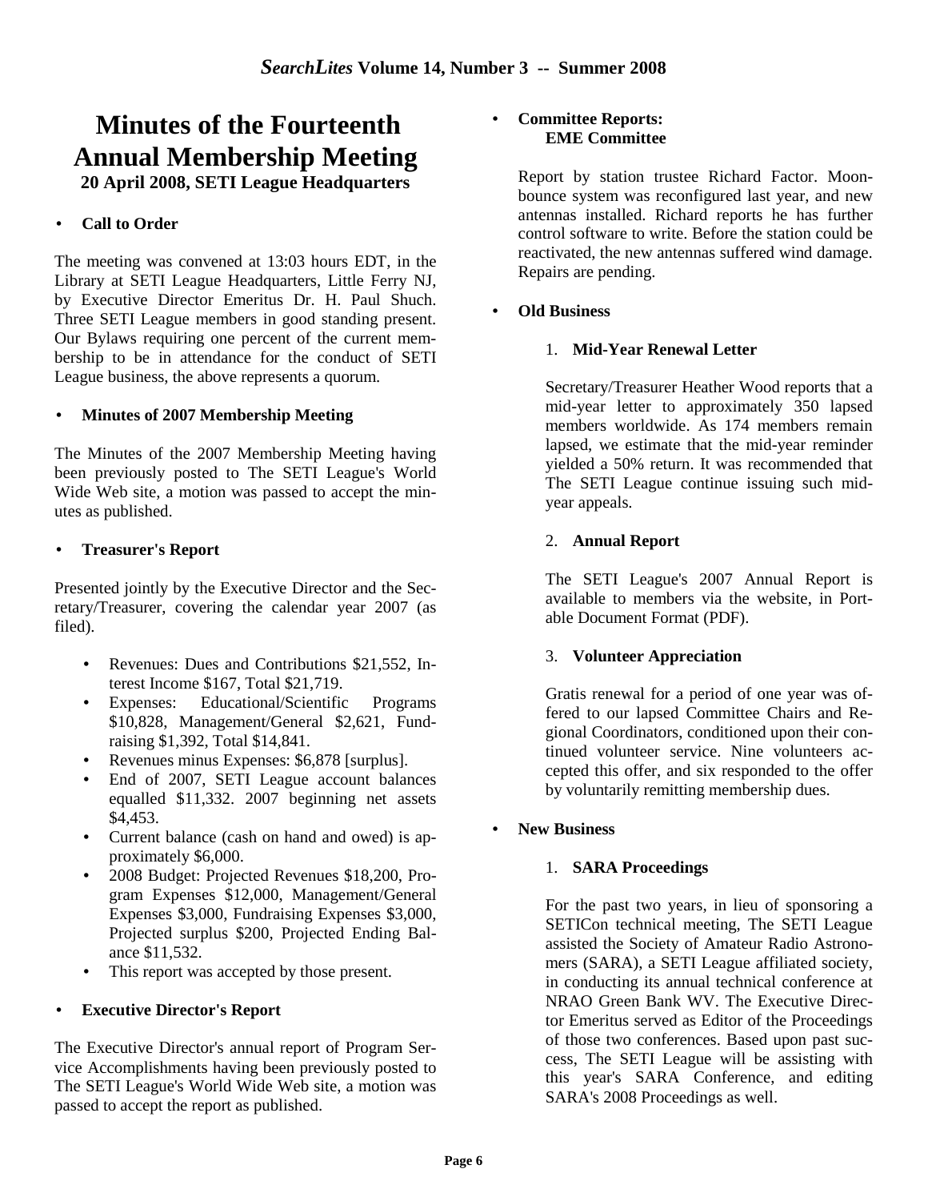# Minutes of the Fourteenth Annual Membership Meeting

**20 April 2008, SETI League Headquarters**

- **Call to Order**

The meeting was convened at 13:03 hours EDT, in the Library at SETI League Headquarters, Little Ferry NJ, by Executive Director Emeritus Dr. H. Paul Shuch. Three SETI League members in good standing present. Our Bylaws requiring one percent of the current membership to be in attendance for the conduct of SETI League business, the above represents a quorum.

- **Minutes of 2007 Membership Meeting**

The Minutes of the 2007 Membership Meeting having been previously posted to The SETI League's World Wide Web site, a motion was passed to accept the minutes as published.

- **Treasurer's Report**

Presented jointly by the Executive Director and the Secretary/Treasurer, covering the calendar year 2007 (as filed).

- Revenues: Dues and Contributions $21,552, Interest Income $167, Total $21,719.
- Expenses: Educational/Scientific Programs $10,828, Management/General $2,621, Fundraising $1,392, Total $14,841.
- Revenues minus Expenses: $6,878 [surplus].
- End of 2007, SETI League account balances equalled $11,332. 2007 beginning net assets $4,453.
- Current balance (cash on hand and owed) is approximately $6,000.
- 2008 Budget: Projected Revenues $18,200, Program Expenses $12,000, Management/General Expenses $3,000, Fundraising Expenses $3,000, Projected surplus $200, Projected Ending Balance $11,532.
- This report was accepted by those present.

- **Executive Director's Report**

The Executive Director's annual report of Program Service Accomplishments having been previously posted to The SETI League's World Wide Web site, a motion was passed to accept the report as published.

- **Committee Reports:**
  **EME Committee**

Report by station trustee Richard Factor. Moonbounce system was reconfigured last year, and new antennas installed. Richard reports he has further control software to write. Before the station could be reactivated, the new antennas suffered wind damage. Repairs are pending.

- **Old Business**

1. **Mid-Year Renewal Letter**

Secretary/Treasurer Heather Wood reports that a mid-year letter to approximately 350 lapsed members worldwide. As 174 members remain lapsed, we estimate that the mid-year reminder yielded a 50% return. It was recommended that The SETI League continue issuing such mid-year appeals.

2. **Annual Report**

The SETI League's 2007 Annual Report is available to members via the website, in Portable Document Format (PDF).

3. **Volunteer Appreciation**

Gratis renewal for a period of one year was offered to our lapsed Committee Chairs and Regional Coordinators, conditioned upon their continued volunteer service. Nine volunteers accepted this offer, and six responded to the offer by voluntarily remitting membership dues.

- **New Business**

1. **SARA Proceedings**

For the past two years, in lieu of sponsoring a SETICon technical meeting, The SETI League assisted the Society of Amateur Radio Astronomers (SARA), a SETI League affiliated society, in conducting its annual technical conference at NRAO Green Bank WV. The Executive Director Emeritus served as Editor of the Proceedings of those two conferences. Based upon past success, The SETI League will be assisting with this year's SARA Conference, and editing SARA's 2008 Proceedings as well.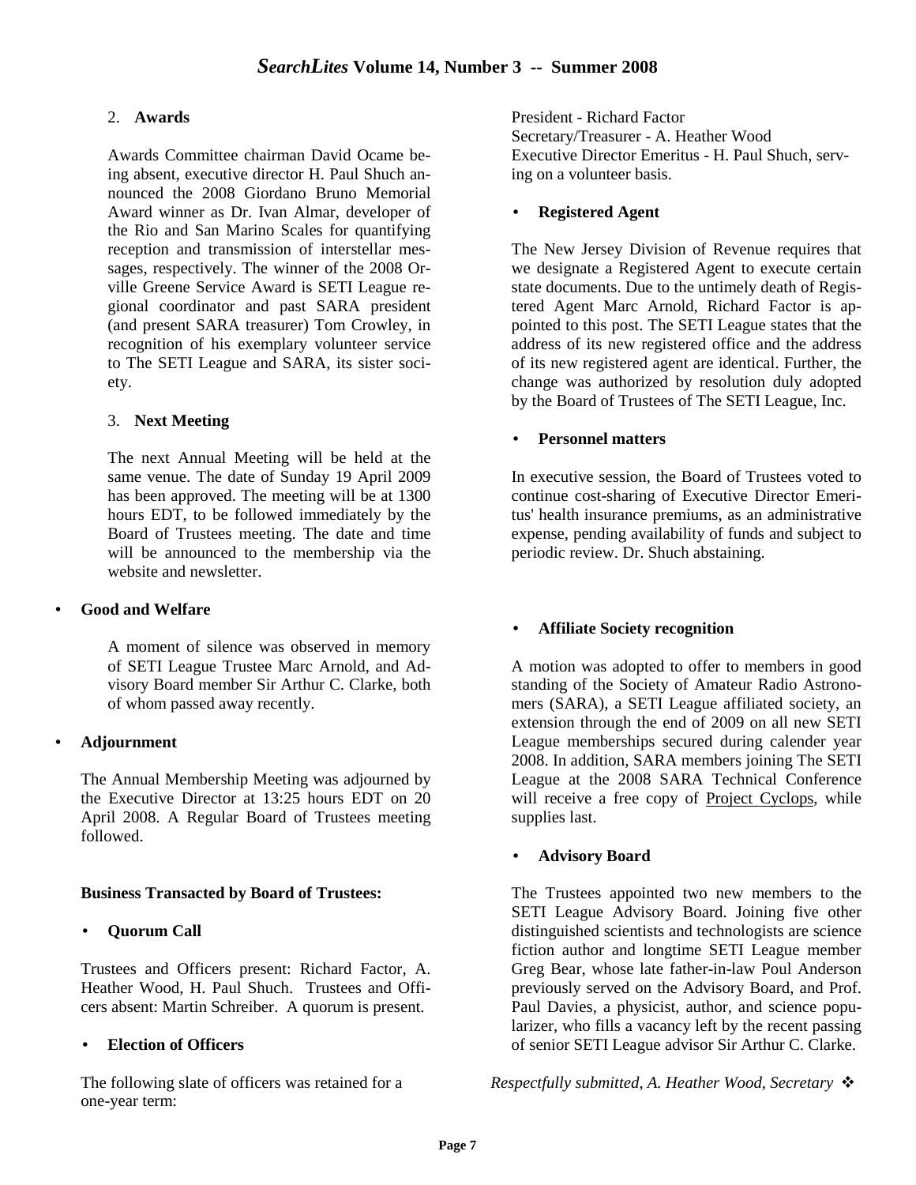2. **Awards**

Awards Committee chairman David Ocame being absent, executive director H. Paul Shuch announced the 2008 Giordano Bruno Memorial Award winner as Dr. Ivan Almar, developer of the Rio and San Marino Scales for quantifying reception and transmission of interstellar messages, respectively. The winner of the 2008 Orville Greene Service Award is SETI League regional coordinator and past SARA president (and present SARA treasurer) Tom Crowley, in recognition of his exemplary volunteer service to The SETI League and SARA, its sister society.

3. **Next Meeting**

The next Annual Meeting will be held at the same venue. The date of Sunday 19 April 2009 has been approved. The meeting will be at 1300 hours EDT, to be followed immediately by the Board of Trustees meeting. The date and time will be announced to the membership via the website and newsletter.

- **Good and Welfare**

A moment of silence was observed in memory of SETI League Trustee Marc Arnold, and Advisory Board member Sir Arthur C. Clarke, both of whom passed away recently.

- **Adjournment**

The Annual Membership Meeting was adjourned by the Executive Director at 13:25 hours EDT on 20 April 2008. A Regular Board of Trustees meeting followed.

**Business Transacted by Board of Trustees:**

- **Quorum Call**

Trustees and Officers present: Richard Factor, A. Heather Wood, H. Paul Shuch. Trustees and Officers absent: Martin Schreiber. A quorum is present.

- **Election of Officers**

The following slate of officers was retained for a one-year term:

President - Richard Factor
Secretary/Treasurer - A. Heather Wood
Executive Director Emeritus - H. Paul Shuch, serving on a volunteer basis.

- **Registered Agent**

The New Jersey Division of Revenue requires that we designate a Registered Agent to execute certain state documents. Due to the untimely death of Registered Agent Marc Arnold, Richard Factor is appointed to this post. The SETI League states that the address of its new registered office and the address of its new registered agent are identical. Further, the change was authorized by resolution duly adopted by the Board of Trustees of The SETI League, Inc.

- **Personnel matters**

In executive session, the Board of Trustees voted to continue cost-sharing of Executive Director Emeritus' health insurance premiums, as an administrative expense, pending availability of funds and subject to periodic review. Dr. Shuch abstaining.

- **Affiliate Society recognition**

A motion was adopted to offer to members in good standing of the Society of Amateur Radio Astronomers (SARA), a SETI League affiliated society, an extension through the end of 2009 on all new SETI League memberships secured during calender year 2008. In addition, SARA members joining The SETI League at the 2008 SARA Technical Conference will receive a free copy of Project Cyclops, while supplies last.

- **Advisory Board**

The Trustees appointed two new members to the SETI League Advisory Board. Joining five other distinguished scientists and technologists are science fiction author and longtime SETI League member Greg Bear, whose late father-in-law Poul Anderson previously served on the Advisory Board, and Prof. Paul Davies, a physicist, author, and science popularizer, who fills a vacancy left by the recent passing of senior SETI League advisor Sir Arthur C. Clarke.

*Respectfully submitted, A. Heather Wood, Secretary* ❖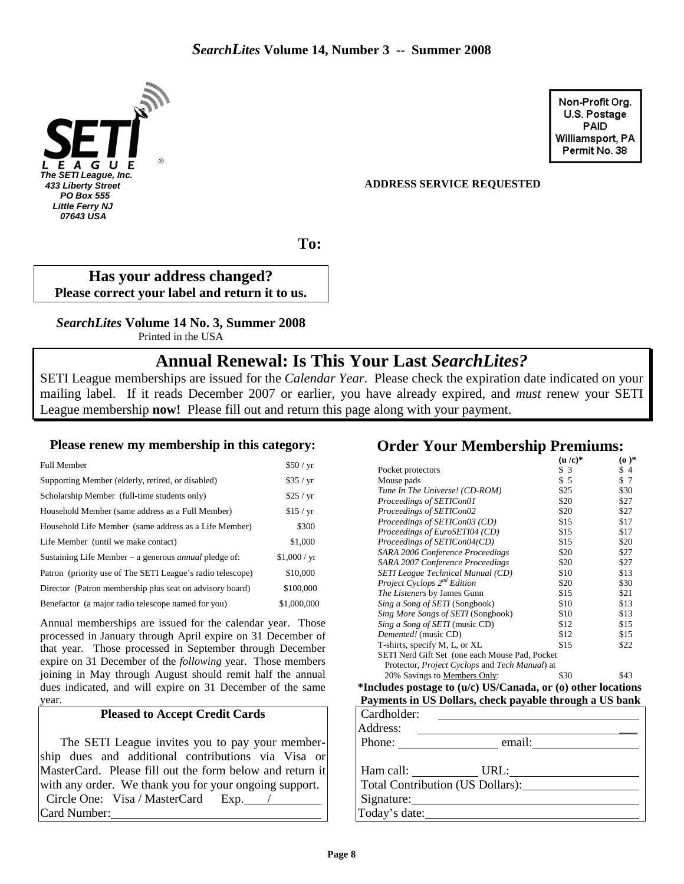*SearchLites* **Volume 14, Number 3 -- Summer 2008**

SETI LEAGUE ®

*The SETI League, Inc.*
*433 Liberty Street*
*PO Box 555*
*Little Ferry NJ*
*07643 USA*

Non-Profit Org.
U.S. Postage
PAID
Williamsport, PA
Permit No. 38

**ADDRESS SERVICE REQUESTED**

**To:**

**Has your address changed?**
**Please correct your label and return it to us.**

*SearchLites* **Volume 14 No. 3, Summer 2008**
Printed in the USA

# Annual Renewal: Is This Your Last *SearchLites?*

SETI League memberships are issued for the *Calendar Year*. Please check the expiration date indicated on your mailing label. If it reads December 2007 or earlier, you have already expired, and *must* renew your SETI League membership **now!** Please fill out and return this page along with your payment.

### Please renew my membership in this category:

| | |
|---|---|
| Full Member | $50 / yr |
| Supporting Member (elderly, retired, or disabled) | $35 / yr |
| Scholarship Member (full-time students only) | $25 / yr |
| Household Member (same address as a Full Member) | $15 / yr |
| Household Life Member (same address as a Life Member) | $300 |
| Life Member (until we make contact) | $1,000 |
| Sustaining Life Member – a generous *annual* pledge of: | $1,000 / yr |
| Patron (priority use of The SETI League's radio telescope) | $10,000 |
| Director (Patron membership plus seat on advisory board) | $100,000 |
| Benefactor (a major radio telescope named for you) | $1,000,000 |

Annual memberships are issued for the calendar year. Those processed in January through April expire on 31 December of that year. Those processed in September through December expire on 31 December of the *following* year. Those members joining in May through August should remit half the annual dues indicated, and will expire on 31 December of the same year.

**Pleased to Accept Credit Cards**

The SETI League invites you to pay your membership dues and additional contributions via Visa or MasterCard. Please fill out the form below and return it with any order. We thank you for your ongoing support.

Circle One: Visa / MasterCard Exp. ____/________

Card Number: ______________________________

## Order Your Membership Premiums:

| | (u /c)* | (o )* |
|---|---|---|
| Pocket protectors | $ 3 | $ 4 |
| Mouse pads | $ 5 | $ 7 |
| *Tune In The Universe! (CD-ROM)* | $25 | $30 |
| *Proceedings of SETICon01* | $20 | $27 |
| *Proceedings of SETICon02* | $20 | $27 |
| *Proceedings of SETICon03 (CD)* | $15 | $17 |
| *Proceedings of EuroSETI04 (CD)* | $15 | $17 |
| *Proceedings of SETICon04(CD)* | $15 | $20 |
| *SARA 2006 Conference Proceedings* | $20 | $27 |
| *SARA 2007 Conference Proceedings* | $20 | $27 |
| *SETI League Technical Manual (CD)* | $10 | $13 |
| *Project Cyclops 2nd Edition* | $20 | $30 |
| *The Listeners* by James Gunn | $15 | $21 |
| *Sing a Song of SETI* (Songbook) | $10 | $13 |
| *Sing More Songs of SETI* (Songbook) | $10 | $13 |
| *Sing a Song of SETI* (music CD) | $12 | $15 |
| *Demented!* (music CD) | $12 | $15 |
| T-shirts, specify M, L, or XL | $15 | $22 |
| SETI Nerd Gift Set (one each Mouse Pad, Pocket Protector, *Project Cyclops* and *Tech Manual*) at 20% Savings to Members Only: | $30 | $43 |

**\*Includes postage to (u/c) US/Canada, or (o) other locations**
**Payments in US Dollars, check payable through a US bank**

Cardholder: ______________________________

Address: ______________________________

Phone: ________________ email: ________________

Ham call: ____________ URL: ____________________

Total Contribution (US Dollars): ________________

Signature: ______________________________

Today's date: ______________________________